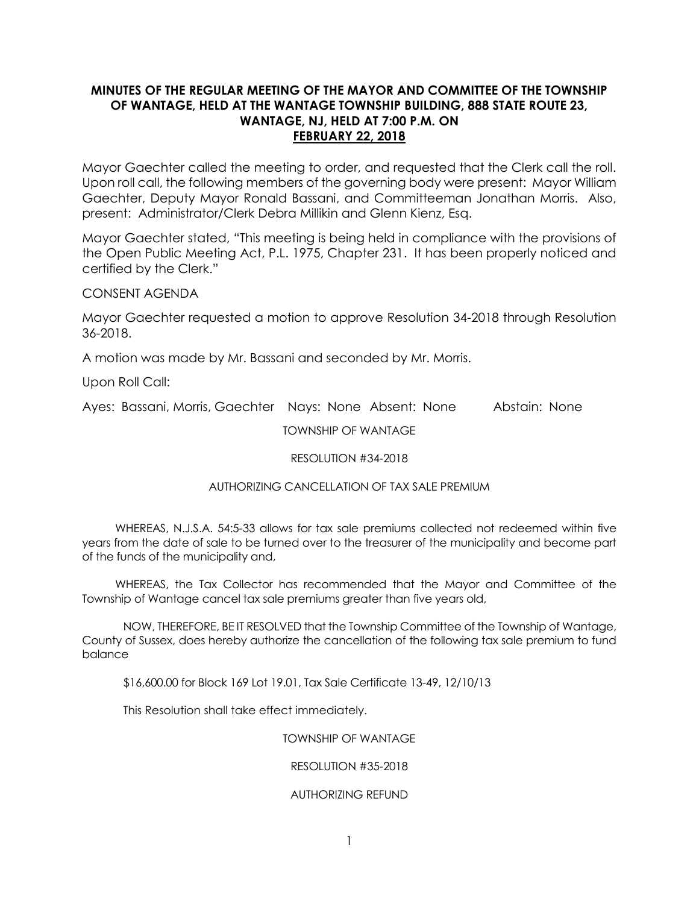# MINUTES OF THE REGULAR MEETING OF THE MAYOR AND COMMITTEE OF THE TOWNSHIP OF WANTAGE, HELD AT THE WANTAGE TOWNSHIP BUILDING, 888 STATE ROUTE 23, WANTAGE, NJ, HELD AT 7:00 P.M. ON FEBRUARY 22, 2018

Mayor Gaechter called the meeting to order, and requested that the Clerk call the roll. Upon roll call, the following members of the governing body were present: Mayor William Gaechter, Deputy Mayor Ronald Bassani, and Committeeman Jonathan Morris. Also, present: Administrator/Clerk Debra Millikin and Glenn Kienz, Esq.

Mayor Gaechter stated, "This meeting is being held in compliance with the provisions of the Open Public Meeting Act, P.L. 1975, Chapter 231. It has been properly noticed and certified by the Clerk."

CONSENT AGENDA

Mayor Gaechter requested a motion to approve Resolution 34-2018 through Resolution 36-2018.

A motion was made by Mr. Bassani and seconded by Mr. Morris.

Upon Roll Call:

Ayes: Bassani, Morris, Gaechter Nays: None Absent: None Abstain: None

TOWNSHIP OF WANTAGE

RESOLUTION #34-2018

AUTHORIZING CANCELLATION OF TAX SALE PREMIUM

WHEREAS, N.J.S.A. 54:5-33 allows for tax sale premiums collected not redeemed within five years from the date of sale to be turned over to the treasurer of the municipality and become part of the funds of the municipality and,

WHEREAS, the Tax Collector has recommended that the Mayor and Committee of the Township of Wantage cancel tax sale premiums greater than five years old,

NOW, THEREFORE, BE IT RESOLVED that the Township Committee of the Township of Wantage, County of Sussex, does hereby authorize the cancellation of the following tax sale premium to fund balance

$16,600.00 for Block 169 Lot 19.01, Tax Sale Certificate 13-49, 12/10/13

This Resolution shall take effect immediately.

TOWNSHIP OF WANTAGE

RESOLUTION #35-2018

AUTHORIZING REFUND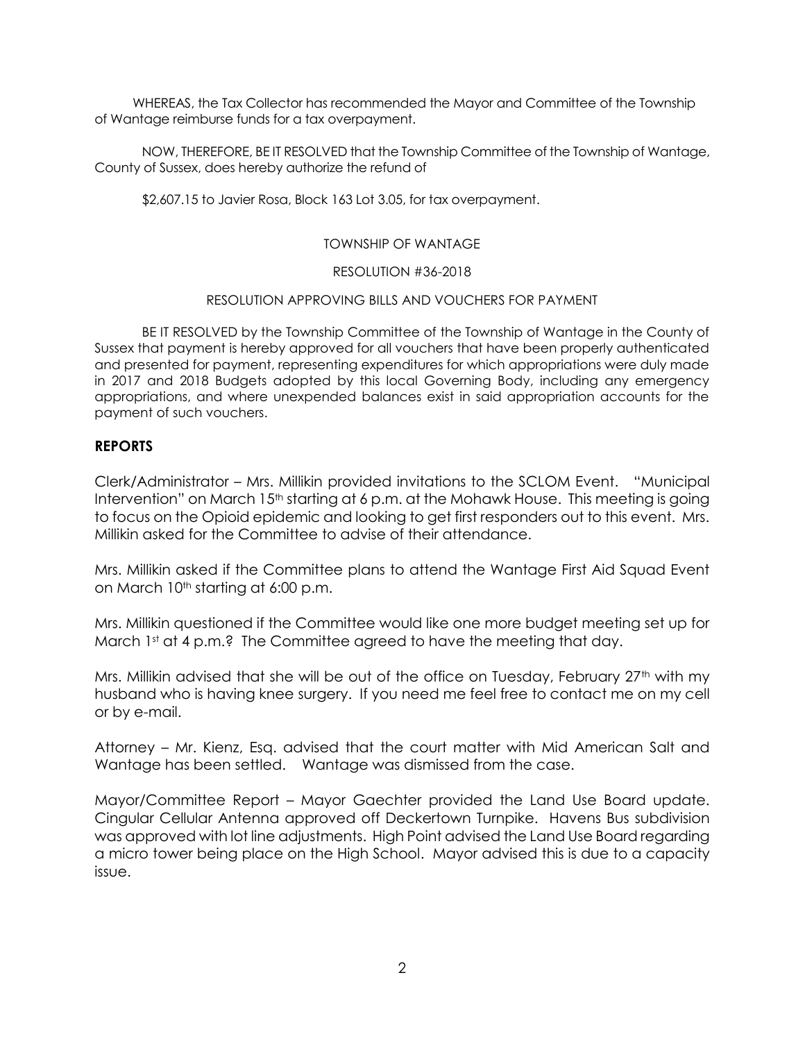WHEREAS, the Tax Collector has recommended the Mayor and Committee of the Township of Wantage reimburse funds for a tax overpayment.

NOW, THEREFORE, BE IT RESOLVED that the Township Committee of the Township of Wantage, County of Sussex, does hereby authorize the refund of

$2,607.15 to Javier Rosa, Block 163 Lot 3.05, for tax overpayment.

TOWNSHIP OF WANTAGE

RESOLUTION #36-2018

RESOLUTION APPROVING BILLS AND VOUCHERS FOR PAYMENT

BE IT RESOLVED by the Township Committee of the Township of Wantage in the County of Sussex that payment is hereby approved for all vouchers that have been properly authenticated and presented for payment, representing expenditures for which appropriations were duly made in 2017 and 2018 Budgets adopted by this local Governing Body, including any emergency appropriations, and where unexpended balances exist in said appropriation accounts for the payment of such vouchers.

**REPORTS**

Clerk/Administrator – Mrs. Millikin provided invitations to the SCLOM Event. "Municipal Intervention" on March 15th starting at 6 p.m. at the Mohawk House. This meeting is going to focus on the Opioid epidemic and looking to get first responders out to this event. Mrs. Millikin asked for the Committee to advise of their attendance.

Mrs. Millikin asked if the Committee plans to attend the Wantage First Aid Squad Event on March 10th starting at 6:00 p.m.

Mrs. Millikin questioned if the Committee would like one more budget meeting set up for March 1st at 4 p.m.? The Committee agreed to have the meeting that day.

Mrs. Millikin advised that she will be out of the office on Tuesday, February 27th with my husband who is having knee surgery. If you need me feel free to contact me on my cell or by e-mail.

Attorney – Mr. Kienz, Esq. advised that the court matter with Mid American Salt and Wantage has been settled. Wantage was dismissed from the case.

Mayor/Committee Report – Mayor Gaechter provided the Land Use Board update. Cingular Cellular Antenna approved off Deckertown Turnpike. Havens Bus subdivision was approved with lot line adjustments. High Point advised the Land Use Board regarding a micro tower being place on the High School. Mayor advised this is due to a capacity issue.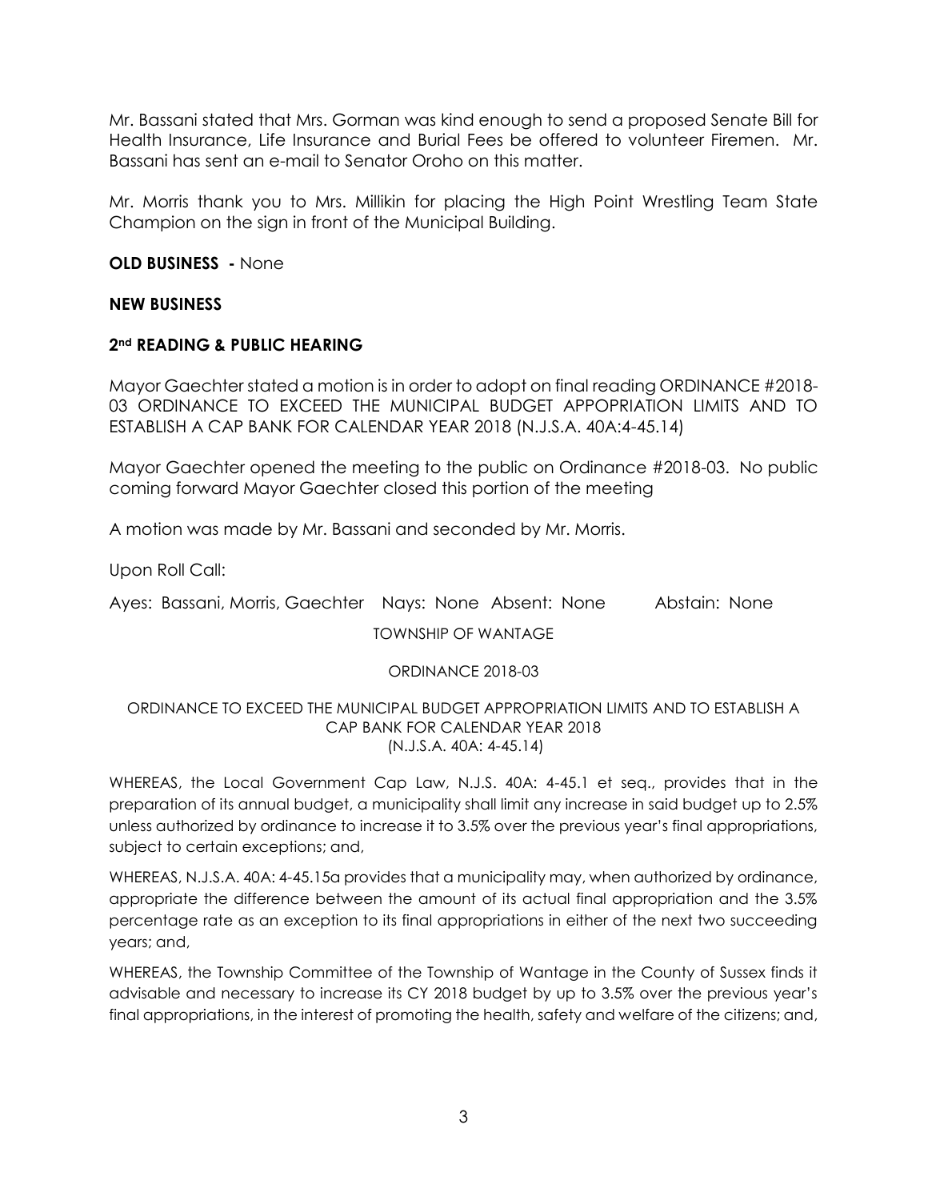Mr. Bassani stated that Mrs. Gorman was kind enough to send a proposed Senate Bill for Health Insurance, Life Insurance and Burial Fees be offered to volunteer Firemen. Mr. Bassani has sent an e-mail to Senator Oroho on this matter.

Mr. Morris thank you to Mrs. Millikin for placing the High Point Wrestling Team State Champion on the sign in front of the Municipal Building.

**OLD BUSINESS -** None

**NEW BUSINESS**

**2nd READING & PUBLIC HEARING**

Mayor Gaechter stated a motion is in order to adopt on final reading ORDINANCE #2018-03 ORDINANCE TO EXCEED THE MUNICIPAL BUDGET APPOPRIATION LIMITS AND TO ESTABLISH A CAP BANK FOR CALENDAR YEAR 2018 (N.J.S.A. 40A:4-45.14)

Mayor Gaechter opened the meeting to the public on Ordinance #2018-03. No public coming forward Mayor Gaechter closed this portion of the meeting

A motion was made by Mr. Bassani and seconded by Mr. Morris.

Upon Roll Call:

Ayes: Bassani, Morris, Gaechter Nays: None Absent: None Abstain: None

TOWNSHIP OF WANTAGE

ORDINANCE 2018-03

ORDINANCE TO EXCEED THE MUNICIPAL BUDGET APPROPRIATION LIMITS AND TO ESTABLISH A CAP BANK FOR CALENDAR YEAR 2018
(N.J.S.A. 40A: 4-45.14)

WHEREAS, the Local Government Cap Law, N.J.S. 40A: 4-45.1 et seq., provides that in the preparation of its annual budget, a municipality shall limit any increase in said budget up to 2.5% unless authorized by ordinance to increase it to 3.5% over the previous year's final appropriations, subject to certain exceptions; and,

WHEREAS, N.J.S.A. 40A: 4-45.15a provides that a municipality may, when authorized by ordinance, appropriate the difference between the amount of its actual final appropriation and the 3.5% percentage rate as an exception to its final appropriations in either of the next two succeeding years; and,

WHEREAS, the Township Committee of the Township of Wantage in the County of Sussex finds it advisable and necessary to increase its CY 2018 budget by up to 3.5% over the previous year's final appropriations, in the interest of promoting the health, safety and welfare of the citizens; and,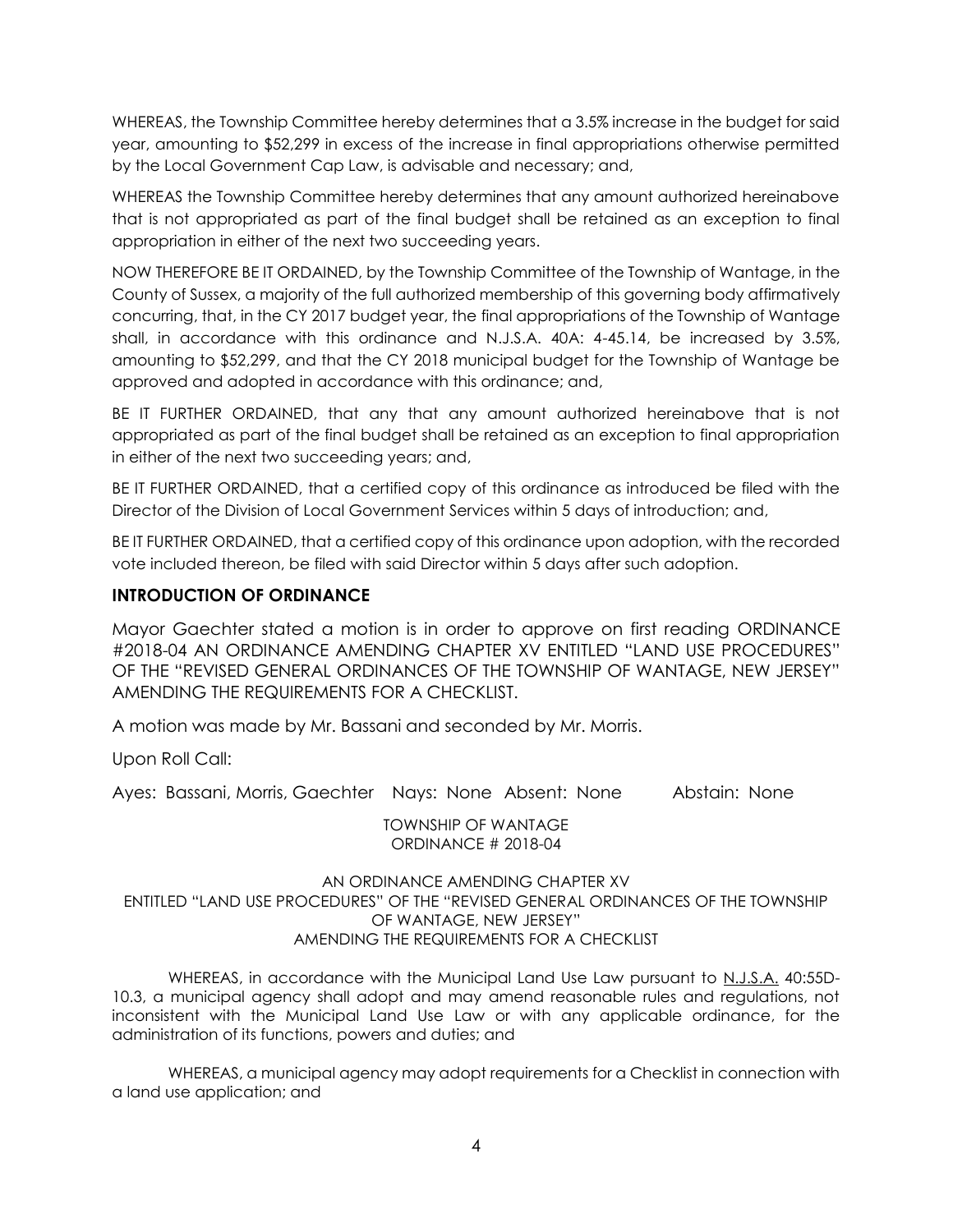WHEREAS, the Township Committee hereby determines that a 3.5% increase in the budget for said year, amounting to $52,299 in excess of the increase in final appropriations otherwise permitted by the Local Government Cap Law, is advisable and necessary; and,

WHEREAS the Township Committee hereby determines that any amount authorized hereinabove that is not appropriated as part of the final budget shall be retained as an exception to final appropriation in either of the next two succeeding years.

NOW THEREFORE BE IT ORDAINED, by the Township Committee of the Township of Wantage, in the County of Sussex, a majority of the full authorized membership of this governing body affirmatively concurring, that, in the CY 2017 budget year, the final appropriations of the Township of Wantage shall, in accordance with this ordinance and N.J.S.A. 40A: 4-45.14, be increased by 3.5%, amounting to $52,299, and that the CY 2018 municipal budget for the Township of Wantage be approved and adopted in accordance with this ordinance; and,

BE IT FURTHER ORDAINED, that any that any amount authorized hereinabove that is not appropriated as part of the final budget shall be retained as an exception to final appropriation in either of the next two succeeding years; and,

BE IT FURTHER ORDAINED, that a certified copy of this ordinance as introduced be filed with the Director of the Division of Local Government Services within 5 days of introduction; and,

BE IT FURTHER ORDAINED, that a certified copy of this ordinance upon adoption, with the recorded vote included thereon, be filed with said Director within 5 days after such adoption.

## INTRODUCTION OF ORDINANCE

Mayor Gaechter stated a motion is in order to approve on first reading ORDINANCE #2018-04 AN ORDINANCE AMENDING CHAPTER XV ENTITLED "LAND USE PROCEDURES" OF THE "REVISED GENERAL ORDINANCES OF THE TOWNSHIP OF WANTAGE, NEW JERSEY" AMENDING THE REQUIREMENTS FOR A CHECKLIST.

A motion was made by Mr. Bassani and seconded by Mr. Morris.

Upon Roll Call:

Ayes: Bassani, Morris, Gaechter Nays: None Absent: None Abstain: None

TOWNSHIP OF WANTAGE
ORDINANCE # 2018-04

AN ORDINANCE AMENDING CHAPTER XV
ENTITLED "LAND USE PROCEDURES" OF THE "REVISED GENERAL ORDINANCES OF THE TOWNSHIP OF WANTAGE, NEW JERSEY"
AMENDING THE REQUIREMENTS FOR A CHECKLIST

WHEREAS, in accordance with the Municipal Land Use Law pursuant to N.J.S.A. 40:55D-10.3, a municipal agency shall adopt and may amend reasonable rules and regulations, not inconsistent with the Municipal Land Use Law or with any applicable ordinance, for the administration of its functions, powers and duties; and

WHEREAS, a municipal agency may adopt requirements for a Checklist in connection with a land use application; and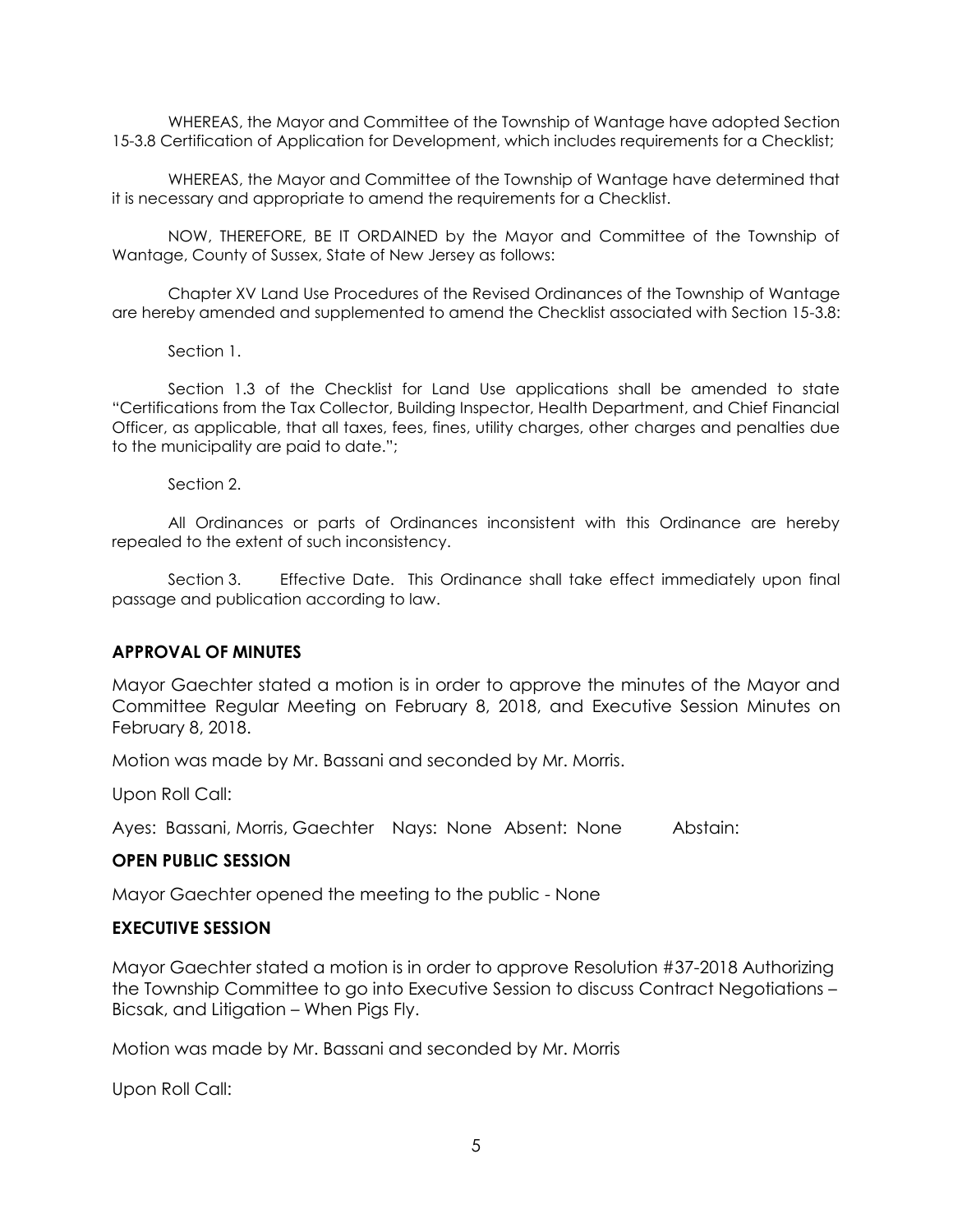WHEREAS, the Mayor and Committee of the Township of Wantage have adopted Section 15-3.8 Certification of Application for Development, which includes requirements for a Checklist;

WHEREAS, the Mayor and Committee of the Township of Wantage have determined that it is necessary and appropriate to amend the requirements for a Checklist.

NOW, THEREFORE, BE IT ORDAINED by the Mayor and Committee of the Township of Wantage, County of Sussex, State of New Jersey as follows:

Chapter XV Land Use Procedures of the Revised Ordinances of the Township of Wantage are hereby amended and supplemented to amend the Checklist associated with Section 15-3.8:

Section 1.

Section 1.3 of the Checklist for Land Use applications shall be amended to state "Certifications from the Tax Collector, Building Inspector, Health Department, and Chief Financial Officer, as applicable, that all taxes, fees, fines, utility charges, other charges and penalties due to the municipality are paid to date.";

Section 2.

All Ordinances or parts of Ordinances inconsistent with this Ordinance are hereby repealed to the extent of such inconsistency.

Section 3. Effective Date. This Ordinance shall take effect immediately upon final passage and publication according to law.

### APPROVAL OF MINUTES

Mayor Gaechter stated a motion is in order to approve the minutes of the Mayor and Committee Regular Meeting on February 8, 2018, and Executive Session Minutes on February 8, 2018.

Motion was made by Mr. Bassani and seconded by Mr. Morris.

Upon Roll Call:

Ayes: Bassani, Morris, Gaechter Nays: None Absent: None Abstain:

### OPEN PUBLIC SESSION

Mayor Gaechter opened the meeting to the public - None

### EXECUTIVE SESSION

Mayor Gaechter stated a motion is in order to approve Resolution #37-2018 Authorizing the Township Committee to go into Executive Session to discuss Contract Negotiations – Bicsak, and Litigation – When Pigs Fly.

Motion was made by Mr. Bassani and seconded by Mr. Morris

Upon Roll Call: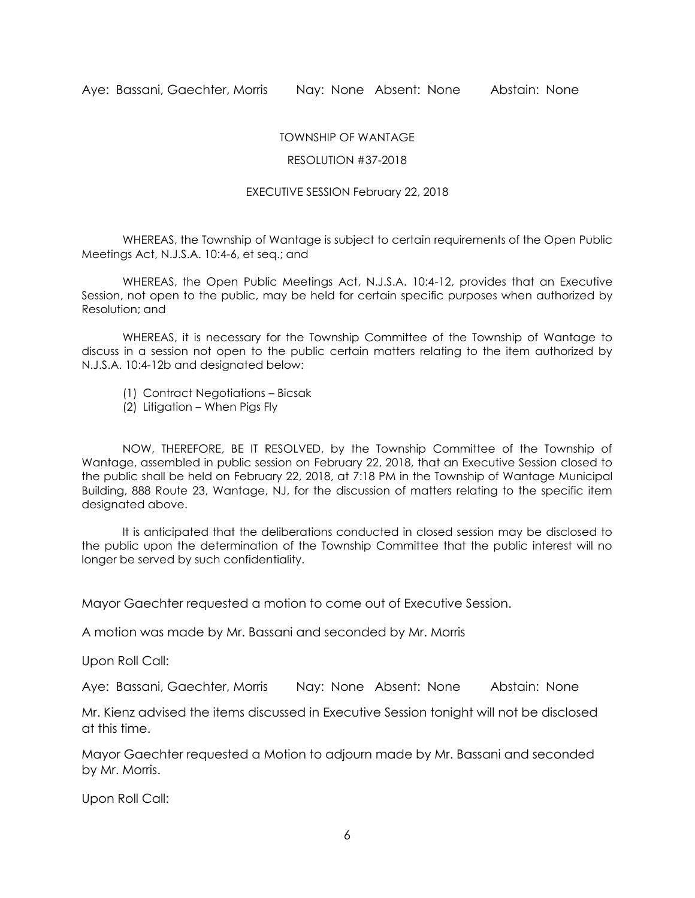Aye: Bassani, Gaechter, Morris Nay: None Absent: None Abstain: None

TOWNSHIP OF WANTAGE

RESOLUTION #37-2018

EXECUTIVE SESSION February 22, 2018

WHEREAS, the Township of Wantage is subject to certain requirements of the Open Public Meetings Act, N.J.S.A. 10:4-6, et seq.; and

WHEREAS, the Open Public Meetings Act, N.J.S.A. 10:4-12, provides that an Executive Session, not open to the public, may be held for certain specific purposes when authorized by Resolution; and

WHEREAS, it is necessary for the Township Committee of the Township of Wantage to discuss in a session not open to the public certain matters relating to the item authorized by N.J.S.A. 10:4-12b and designated below:

(1) Contract Negotiations – Bicsak
(2) Litigation – When Pigs Fly

NOW, THEREFORE, BE IT RESOLVED, by the Township Committee of the Township of Wantage, assembled in public session on February 22, 2018, that an Executive Session closed to the public shall be held on February 22, 2018, at 7:18 PM in the Township of Wantage Municipal Building, 888 Route 23, Wantage, NJ, for the discussion of matters relating to the specific item designated above.

It is anticipated that the deliberations conducted in closed session may be disclosed to the public upon the determination of the Township Committee that the public interest will no longer be served by such confidentiality.

Mayor Gaechter requested a motion to come out of Executive Session.

A motion was made by Mr. Bassani and seconded by Mr. Morris

Upon Roll Call:

Aye: Bassani, Gaechter, Morris Nay: None Absent: None Abstain: None

Mr. Kienz advised the items discussed in Executive Session tonight will not be disclosed at this time.

Mayor Gaechter requested a Motion to adjourn made by Mr. Bassani and seconded by Mr. Morris.

Upon Roll Call: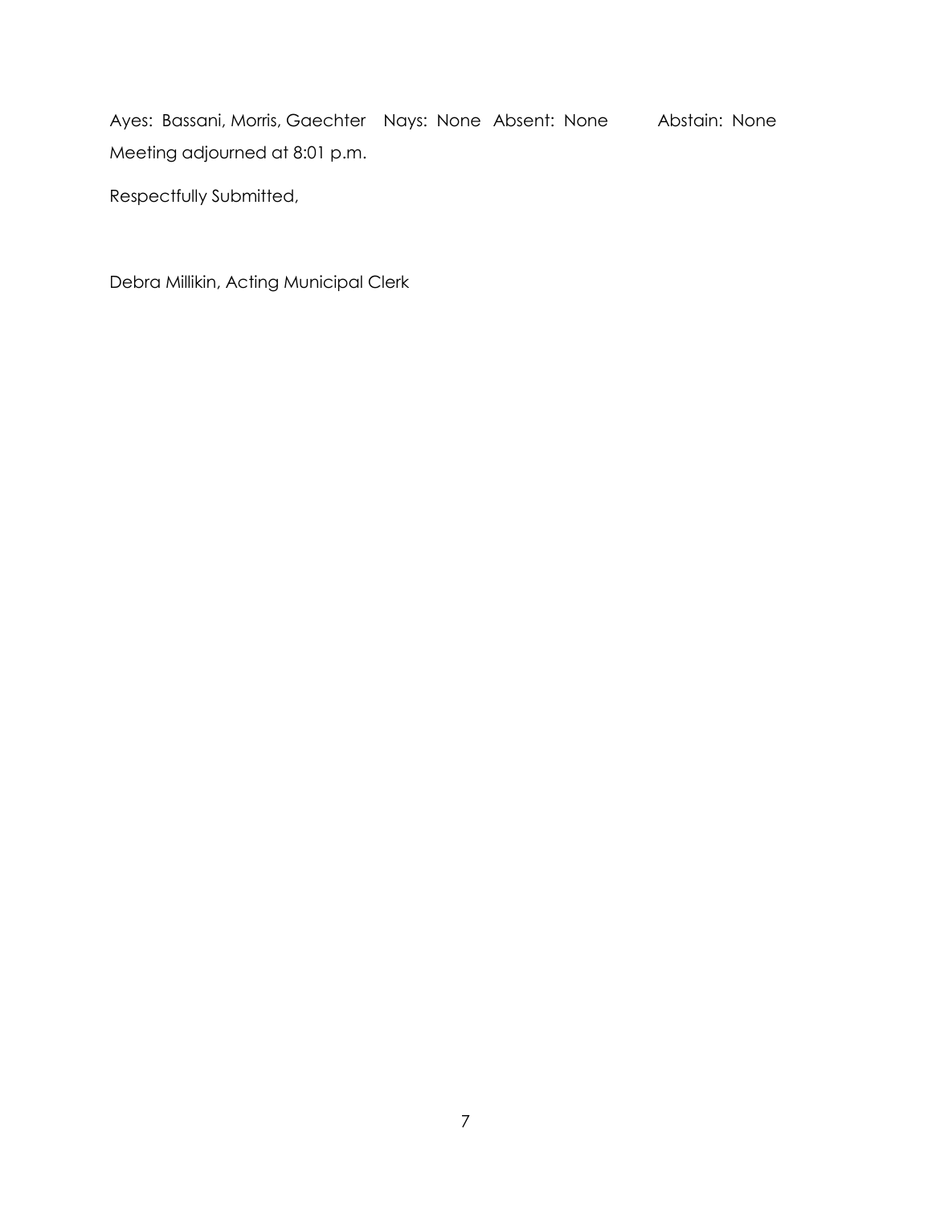Ayes: Bassani, Morris, Gaechter Nays: None Absent: None Abstain: None
Meeting adjourned at 8:01 p.m.

Respectfully Submitted,

Debra Millikin, Acting Municipal Clerk